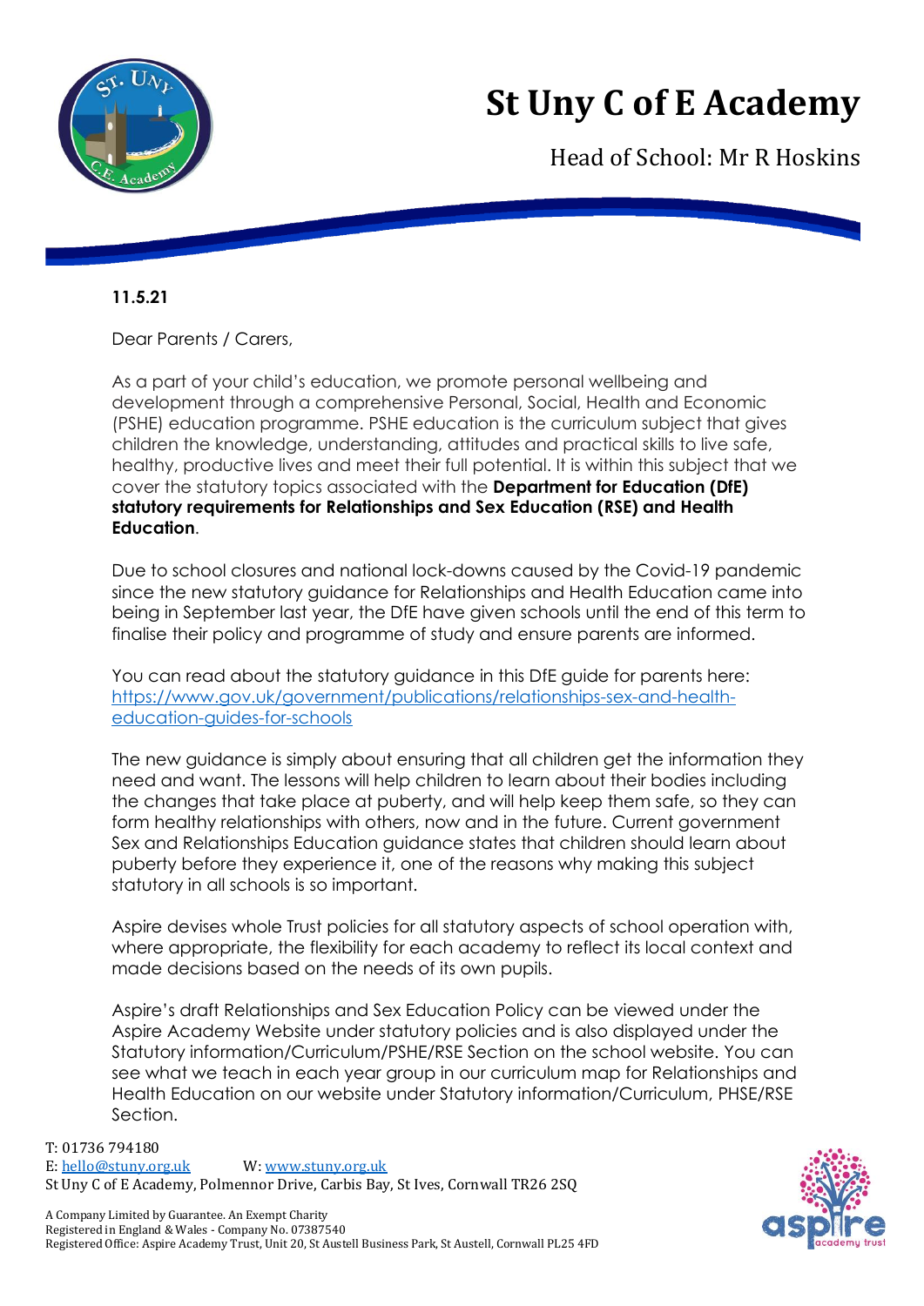# St Uny C of E Academy

Head of School: Mr R Hoskins

**11.5.21**

Dear Parents / Carers,

As a part of your child's education, we promote personal wellbeing and development through a comprehensive Personal, Social, Health and Economic (PSHE) education programme. PSHE education is the curriculum subject that gives children the knowledge, understanding, attitudes and practical skills to live safe, healthy, productive lives and meet their full potential. It is within this subject that we cover the statutory topics associated with the **Department for Education (DfE) statutory requirements for Relationships and Sex Education (RSE) and Health Education**.

Due to school closures and national lock-downs caused by the Covid-19 pandemic since the new statutory guidance for Relationships and Health Education came into being in September last year, the DfE have given schools until the end of this term to finalise their policy and programme of study and ensure parents are informed.

You can read about the statutory guidance in this DfE guide for parents here: [https://www.gov.uk/government/publications/relationships-sex-and-health-education-guides-for-schools](https://www.gov.uk/government/publications/relationships-sex-and-health-education-guides-for-schools)

The new guidance is simply about ensuring that all children get the information they need and want. The lessons will help children to learn about their bodies including the changes that take place at puberty, and will help keep them safe, so they can form healthy relationships with others, now and in the future. Current government Sex and Relationships Education guidance states that children should learn about puberty before they experience it, one of the reasons why making this subject statutory in all schools is so important.

Aspire devises whole Trust policies for all statutory aspects of school operation with, where appropriate, the flexibility for each academy to reflect its local context and made decisions based on the needs of its own pupils.

Aspire's draft Relationships and Sex Education Policy can be viewed under the Aspire Academy Website under statutory policies and is also displayed under the Statutory information/Curriculum/PSHE/RSE Section on the school website. You can see what we teach in each year group in our curriculum map for Relationships and Health Education on our website under Statutory information/Curriculum, PHSE/RSE Section.

T: 01736 794180
E: [hello@stuny.org.uk](mailto:hello@stuny.org.uk) W: [www.stuny.org.uk](http://www.stuny.org.uk)
St Uny C of E Academy, Polmennor Drive, Carbis Bay, St Ives, Cornwall TR26 2SQ

A Company Limited by Guarantee. An Exempt Charity
Registered in England & Wales - Company No. 07387540
Registered Office: Aspire Academy Trust, Unit 20, St Austell Business Park, St Austell, Cornwall PL25 4FD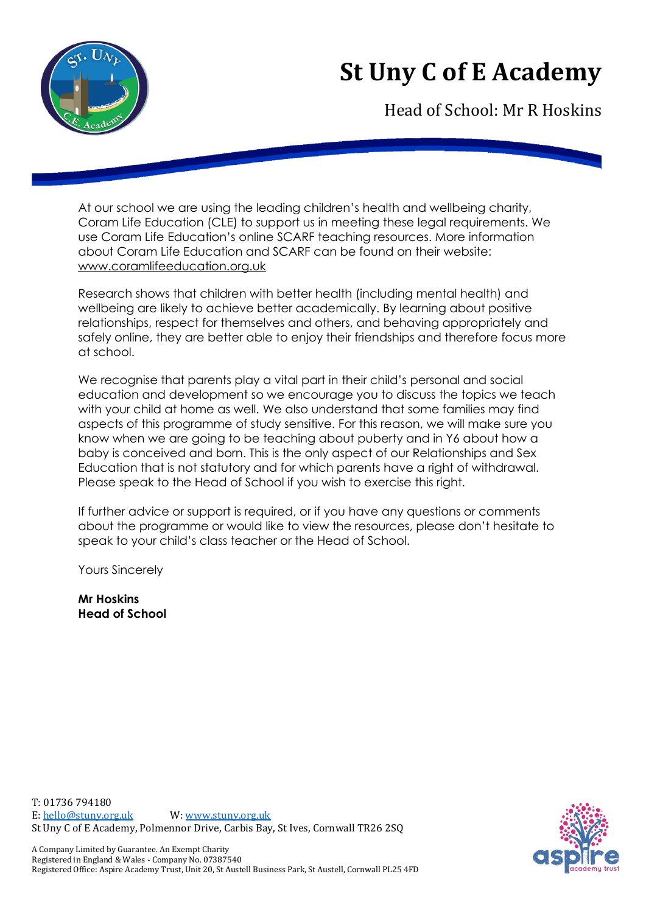# St Uny C of E Academy

Head of School: Mr R Hoskins

At our school we are using the leading children's health and wellbeing charity, Coram Life Education (CLE) to support us in meeting these legal requirements. We use Coram Life Education's online SCARF teaching resources. More information about Coram Life Education and SCARF can be found on their website: www.coramlifeeducation.org.uk

Research shows that children with better health (including mental health) and wellbeing are likely to achieve better academically. By learning about positive relationships, respect for themselves and others, and behaving appropriately and safely online, they are better able to enjoy their friendships and therefore focus more at school.

We recognise that parents play a vital part in their child's personal and social education and development so we encourage you to discuss the topics we teach with your child at home as well. We also understand that some families may find aspects of this programme of study sensitive. For this reason, we will make sure you know when we are going to be teaching about puberty and in Y6 about how a baby is conceived and born. This is the only aspect of our Relationships and Sex Education that is not statutory and for which parents have a right of withdrawal. Please speak to the Head of School if you wish to exercise this right.

If further advice or support is required, or if you have any questions or comments about the programme or would like to view the resources, please don't hesitate to speak to your child's class teacher or the Head of School.

Yours Sincerely

**Mr Hoskins**
**Head of School**

T: 01736 794180
E: hello@stuny.org.uk W: www.stuny.org.uk
St Uny C of E Academy, Polmennor Drive, Carbis Bay, St Ives, Cornwall TR26 2SQ

A Company Limited by Guarantee. An Exempt Charity
Registered in England & Wales - Company No. 07387540
Registered Office: Aspire Academy Trust, Unit 20, St Austell Business Park, St Austell, Cornwall PL25 4FD